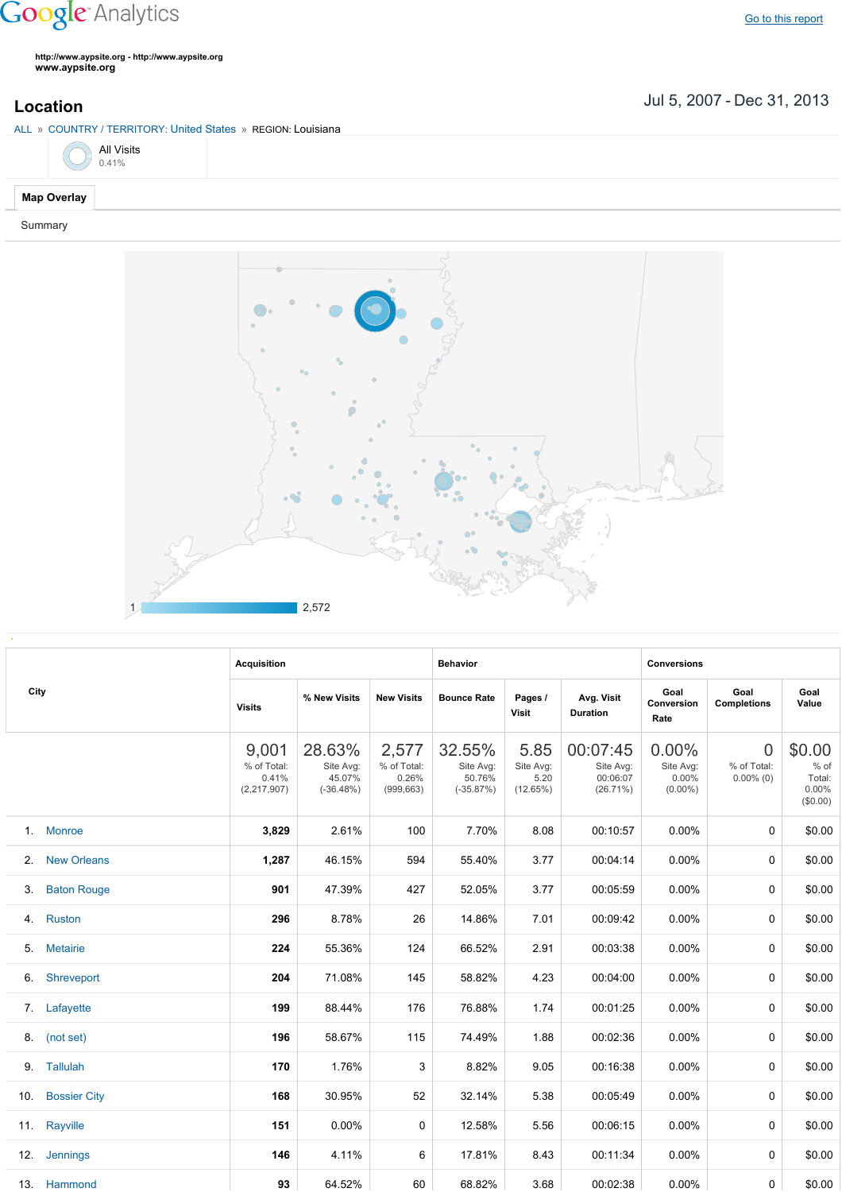Google Analytics

Go to this report

http://www.aypsite.org - http://www.aypsite.org
www.aypsite.org

## Location

Jul 5, 2007 - Dec 31, 2013

ALL » COUNTRY / TERRITORY: United States » REGION: Louisiana

All Visits
0.41%

Map Overlay

Summary

1 2,572

| City | Acquisition | | | Behavior | | | Conversions | | |
|---|---|---|---|---|---|---|---|---|---|
| | Visits | % New Visits | New Visits | Bounce Rate | Pages / Visit | Avg. Visit Duration | Goal Conversion Rate | Goal Completions | Goal Value |
| | 9,001 % of Total: 0.41% (2,217,907) | 28.63% Site Avg: 45.07% (-36.48%) | 2,577 % of Total: 0.26% (999,663) | 32.55% Site Avg: 50.76% (-35.87%) | 5.85 Site Avg: 5.20 (12.65%) | 00:07:45 Site Avg: 00:06:07 (26.71%) | 0.00% Site Avg: 0.00% (0.00%) | 0 % of Total: 0.00% (0) | $0.00 % of Total: 0.00% ($0.00) |
| 1. Monroe | 3,829 | 2.61% | 100 | 7.70% | 8.08 | 00:10:57 | 0.00% | 0 | $0.00 |
| 2. New Orleans | 1,287 | 46.15% | 594 | 55.40% | 3.77 | 00:04:14 | 0.00% | 0 | $0.00 |
| 3. Baton Rouge | 901 | 47.39% | 427 | 52.05% | 3.77 | 00:05:59 | 0.00% | 0 | $0.00 |
| 4. Ruston | 296 | 8.78% | 26 | 14.86% | 7.01 | 00:09:42 | 0.00% | 0 | $0.00 |
| 5. Metairie | 224 | 55.36% | 124 | 66.52% | 2.91 | 00:03:38 | 0.00% | 0 | $0.00 |
| 6. Shreveport | 204 | 71.08% | 145 | 58.82% | 4.23 | 00:04:00 | 0.00% | 0 | $0.00 |
| 7. Lafayette | 199 | 88.44% | 176 | 76.88% | 1.74 | 00:01:25 | 0.00% | 0 | $0.00 |
| 8. (not set) | 196 | 58.67% | 115 | 74.49% | 1.88 | 00:02:36 | 0.00% | 0 | $0.00 |
| 9. Tallulah | 170 | 1.76% | 3 | 8.82% | 9.05 | 00:16:38 | 0.00% | 0 | $0.00 |
| 10. Bossier City | 168 | 30.95% | 52 | 32.14% | 5.38 | 00:05:49 | 0.00% | 0 | $0.00 |
| 11. Rayville | 151 | 0.00% | 0 | 12.58% | 5.56 | 00:06:15 | 0.00% | 0 | $0.00 |
| 12. Jennings | 146 | 4.11% | 6 | 17.81% | 8.43 | 00:11:34 | 0.00% | 0 | $0.00 |
| 13. Hammond | 93 | 64.52% | 60 | 68.82% | 3.68 | 00:02:38 | 0.00% | 0 | $0.00 |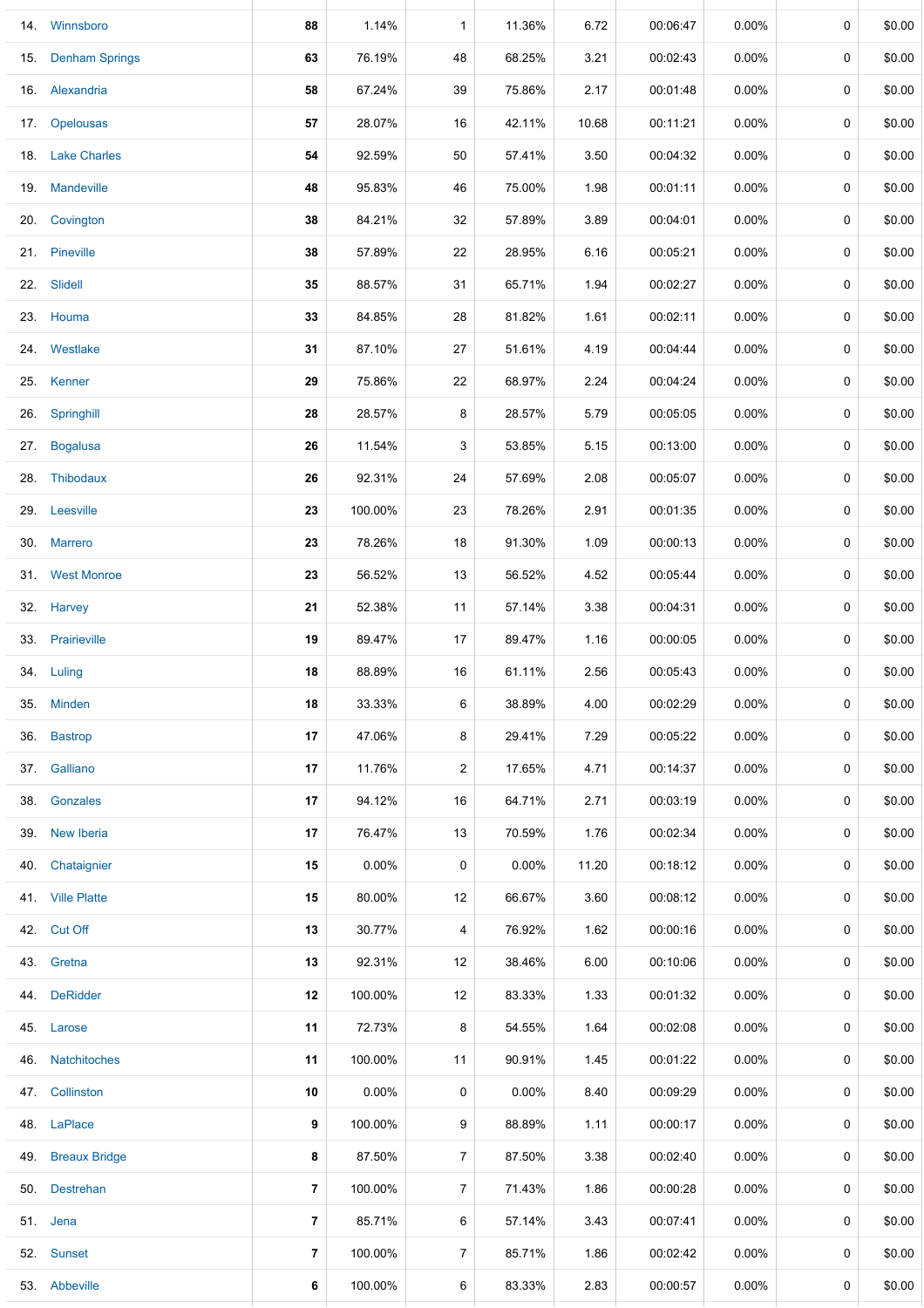| | | | | | | | | | | |
|---|---|---|---|---|---|---|---|---|---|---|
| 14. | Winnsboro | **88** | 1.14% | 1 | 11.36% | 6.72 | 00:06:47 | 0.00% | 0 | $0.00 |
| 15. | Denham Springs | **63** | 76.19% | 48 | 68.25% | 3.21 | 00:02:43 | 0.00% | 0 | $0.00 |
| 16. | Alexandria | **58** | 67.24% | 39 | 75.86% | 2.17 | 00:01:48 | 0.00% | 0 | $0.00 |
| 17. | Opelousas | **57** | 28.07% | 16 | 42.11% | 10.68 | 00:11:21 | 0.00% | 0 | $0.00 |
| 18. | Lake Charles | **54** | 92.59% | 50 | 57.41% | 3.50 | 00:04:32 | 0.00% | 0 | $0.00 |
| 19. | Mandeville | **48** | 95.83% | 46 | 75.00% | 1.98 | 00:01:11 | 0.00% | 0 | $0.00 |
| 20. | Covington | **38** | 84.21% | 32 | 57.89% | 3.89 | 00:04:01 | 0.00% | 0 | $0.00 |
| 21. | Pineville | **38** | 57.89% | 22 | 28.95% | 6.16 | 00:05:21 | 0.00% | 0 | $0.00 |
| 22. | Slidell | **35** | 88.57% | 31 | 65.71% | 1.94 | 00:02:27 | 0.00% | 0 | $0.00 |
| 23. | Houma | **33** | 84.85% | 28 | 81.82% | 1.61 | 00:02:11 | 0.00% | 0 | $0.00 |
| 24. | Westlake | **31** | 87.10% | 27 | 51.61% | 4.19 | 00:04:44 | 0.00% | 0 | $0.00 |
| 25. | Kenner | **29** | 75.86% | 22 | 68.97% | 2.24 | 00:04:24 | 0.00% | 0 | $0.00 |
| 26. | Springhill | **28** | 28.57% | 8 | 28.57% | 5.79 | 00:05:05 | 0.00% | 0 | $0.00 |
| 27. | Bogalusa | **26** | 11.54% | 3 | 53.85% | 5.15 | 00:13:00 | 0.00% | 0 | $0.00 |
| 28. | Thibodaux | **26** | 92.31% | 24 | 57.69% | 2.08 | 00:05:07 | 0.00% | 0 | $0.00 |
| 29. | Leesville | **23** | 100.00% | 23 | 78.26% | 2.91 | 00:01:35 | 0.00% | 0 | $0.00 |
| 30. | Marrero | **23** | 78.26% | 18 | 91.30% | 1.09 | 00:00:13 | 0.00% | 0 | $0.00 |
| 31. | West Monroe | **23** | 56.52% | 13 | 56.52% | 4.52 | 00:05:44 | 0.00% | 0 | $0.00 |
| 32. | Harvey | **21** | 52.38% | 11 | 57.14% | 3.38 | 00:04:31 | 0.00% | 0 | $0.00 |
| 33. | Prairieville | **19** | 89.47% | 17 | 89.47% | 1.16 | 00:00:05 | 0.00% | 0 | $0.00 |
| 34. | Luling | **18** | 88.89% | 16 | 61.11% | 2.56 | 00:05:43 | 0.00% | 0 | $0.00 |
| 35. | Minden | **18** | 33.33% | 6 | 38.89% | 4.00 | 00:02:29 | 0.00% | 0 | $0.00 |
| 36. | Bastrop | **17** | 47.06% | 8 | 29.41% | 7.29 | 00:05:22 | 0.00% | 0 | $0.00 |
| 37. | Galliano | **17** | 11.76% | 2 | 17.65% | 4.71 | 00:14:37 | 0.00% | 0 | $0.00 |
| 38. | Gonzales | **17** | 94.12% | 16 | 64.71% | 2.71 | 00:03:19 | 0.00% | 0 | $0.00 |
| 39. | New Iberia | **17** | 76.47% | 13 | 70.59% | 1.76 | 00:02:34 | 0.00% | 0 | $0.00 |
| 40. | Chataignier | **15** | 0.00% | 0 | 0.00% | 11.20 | 00:18:12 | 0.00% | 0 | $0.00 |
| 41. | Ville Platte | **15** | 80.00% | 12 | 66.67% | 3.60 | 00:08:12 | 0.00% | 0 | $0.00 |
| 42. | Cut Off | **13** | 30.77% | 4 | 76.92% | 1.62 | 00:00:16 | 0.00% | 0 | $0.00 |
| 43. | Gretna | **13** | 92.31% | 12 | 38.46% | 6.00 | 00:10:06 | 0.00% | 0 | $0.00 |
| 44. | DeRidder | **12** | 100.00% | 12 | 83.33% | 1.33 | 00:01:32 | 0.00% | 0 | $0.00 |
| 45. | Larose | **11** | 72.73% | 8 | 54.55% | 1.64 | 00:02:08 | 0.00% | 0 | $0.00 |
| 46. | Natchitoches | **11** | 100.00% | 11 | 90.91% | 1.45 | 00:01:22 | 0.00% | 0 | $0.00 |
| 47. | Collinston | **10** | 0.00% | 0 | 0.00% | 8.40 | 00:09:29 | 0.00% | 0 | $0.00 |
| 48. | LaPlace | **9** | 100.00% | 9 | 88.89% | 1.11 | 00:00:17 | 0.00% | 0 | $0.00 |
| 49. | Breaux Bridge | **8** | 87.50% | 7 | 87.50% | 3.38 | 00:02:40 | 0.00% | 0 | $0.00 |
| 50. | Destrehan | **7** | 100.00% | 7 | 71.43% | 1.86 | 00:00:28 | 0.00% | 0 | $0.00 |
| 51. | Jena | **7** | 85.71% | 6 | 57.14% | 3.43 | 00:07:41 | 0.00% | 0 | $0.00 |
| 52. | Sunset | **7** | 100.00% | 7 | 85.71% | 1.86 | 00:02:42 | 0.00% | 0 | $0.00 |
| 53. | Abbeville | **6** | 100.00% | 6 | 83.33% | 2.83 | 00:00:57 | 0.00% | 0 | $0.00 |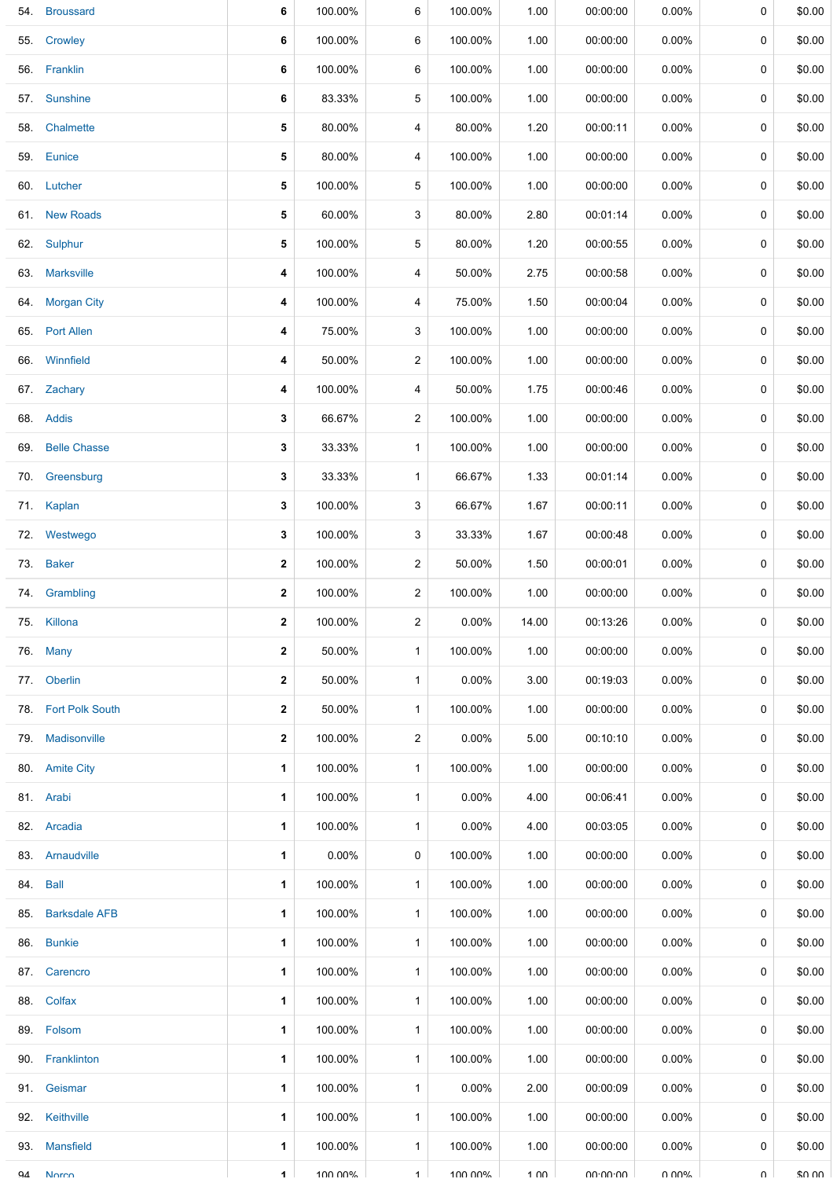| | | | | | | | | | | |
|---|---|---|---|---|---|---|---|---|---|---|
| 54. | Broussard | **6** | 100.00% | 6 | 100.00% | 1.00 | 00:00:00 | 0.00% | 0 | $0.00 |
| 55. | Crowley | **6** | 100.00% | 6 | 100.00% | 1.00 | 00:00:00 | 0.00% | 0 | $0.00 |
| 56. | Franklin | **6** | 100.00% | 6 | 100.00% | 1.00 | 00:00:00 | 0.00% | 0 | $0.00 |
| 57. | Sunshine | **6** | 83.33% | 5 | 100.00% | 1.00 | 00:00:00 | 0.00% | 0 | $0.00 |
| 58. | Chalmette | **5** | 80.00% | 4 | 80.00% | 1.20 | 00:00:11 | 0.00% | 0 | $0.00 |
| 59. | Eunice | **5** | 80.00% | 4 | 100.00% | 1.00 | 00:00:00 | 0.00% | 0 | $0.00 |
| 60. | Lutcher | **5** | 100.00% | 5 | 100.00% | 1.00 | 00:00:00 | 0.00% | 0 | $0.00 |
| 61. | New Roads | **5** | 60.00% | 3 | 80.00% | 2.80 | 00:01:14 | 0.00% | 0 | $0.00 |
| 62. | Sulphur | **5** | 100.00% | 5 | 80.00% | 1.20 | 00:00:55 | 0.00% | 0 | $0.00 |
| 63. | Marksville | **4** | 100.00% | 4 | 50.00% | 2.75 | 00:00:58 | 0.00% | 0 | $0.00 |
| 64. | Morgan City | **4** | 100.00% | 4 | 75.00% | 1.50 | 00:00:04 | 0.00% | 0 | $0.00 |
| 65. | Port Allen | **4** | 75.00% | 3 | 100.00% | 1.00 | 00:00:00 | 0.00% | 0 | $0.00 |
| 66. | Winnfield | **4** | 50.00% | 2 | 100.00% | 1.00 | 00:00:00 | 0.00% | 0 | $0.00 |
| 67. | Zachary | **4** | 100.00% | 4 | 50.00% | 1.75 | 00:00:46 | 0.00% | 0 | $0.00 |
| 68. | Addis | **3** | 66.67% | 2 | 100.00% | 1.00 | 00:00:00 | 0.00% | 0 | $0.00 |
| 69. | Belle Chasse | **3** | 33.33% | 1 | 100.00% | 1.00 | 00:00:00 | 0.00% | 0 | $0.00 |
| 70. | Greensburg | **3** | 33.33% | 1 | 66.67% | 1.33 | 00:01:14 | 0.00% | 0 | $0.00 |
| 71. | Kaplan | **3** | 100.00% | 3 | 66.67% | 1.67 | 00:00:11 | 0.00% | 0 | $0.00 |
| 72. | Westwego | **3** | 100.00% | 3 | 33.33% | 1.67 | 00:00:48 | 0.00% | 0 | $0.00 |
| 73. | Baker | **2** | 100.00% | 2 | 50.00% | 1.50 | 00:00:01 | 0.00% | 0 | $0.00 |
| 74. | Grambling | **2** | 100.00% | 2 | 100.00% | 1.00 | 00:00:00 | 0.00% | 0 | $0.00 |
| 75. | Killona | **2** | 100.00% | 2 | 0.00% | 14.00 | 00:13:26 | 0.00% | 0 | $0.00 |
| 76. | Many | **2** | 50.00% | 1 | 100.00% | 1.00 | 00:00:00 | 0.00% | 0 | $0.00 |
| 77. | Oberlin | **2** | 50.00% | 1 | 0.00% | 3.00 | 00:19:03 | 0.00% | 0 | $0.00 |
| 78. | Fort Polk South | **2** | 50.00% | 1 | 100.00% | 1.00 | 00:00:00 | 0.00% | 0 | $0.00 |
| 79. | Madisonville | **2** | 100.00% | 2 | 0.00% | 5.00 | 00:10:10 | 0.00% | 0 | $0.00 |
| 80. | Amite City | **1** | 100.00% | 1 | 100.00% | 1.00 | 00:00:00 | 0.00% | 0 | $0.00 |
| 81. | Arabi | **1** | 100.00% | 1 | 0.00% | 4.00 | 00:06:41 | 0.00% | 0 | $0.00 |
| 82. | Arcadia | **1** | 100.00% | 1 | 0.00% | 4.00 | 00:03:05 | 0.00% | 0 | $0.00 |
| 83. | Arnaudville | **1** | 0.00% | 0 | 100.00% | 1.00 | 00:00:00 | 0.00% | 0 | $0.00 |
| 84. | Ball | **1** | 100.00% | 1 | 100.00% | 1.00 | 00:00:00 | 0.00% | 0 | $0.00 |
| 85. | Barksdale AFB | **1** | 100.00% | 1 | 100.00% | 1.00 | 00:00:00 | 0.00% | 0 | $0.00 |
| 86. | Bunkie | **1** | 100.00% | 1 | 100.00% | 1.00 | 00:00:00 | 0.00% | 0 | $0.00 |
| 87. | Carencro | **1** | 100.00% | 1 | 100.00% | 1.00 | 00:00:00 | 0.00% | 0 | $0.00 |
| 88. | Colfax | **1** | 100.00% | 1 | 100.00% | 1.00 | 00:00:00 | 0.00% | 0 | $0.00 |
| 89. | Folsom | **1** | 100.00% | 1 | 100.00% | 1.00 | 00:00:00 | 0.00% | 0 | $0.00 |
| 90. | Franklinton | **1** | 100.00% | 1 | 100.00% | 1.00 | 00:00:00 | 0.00% | 0 | $0.00 |
| 91. | Geismar | **1** | 100.00% | 1 | 0.00% | 2.00 | 00:00:09 | 0.00% | 0 | $0.00 |
| 92. | Keithville | **1** | 100.00% | 1 | 100.00% | 1.00 | 00:00:00 | 0.00% | 0 | $0.00 |
| 93. | Mansfield | **1** | 100.00% | 1 | 100.00% | 1.00 | 00:00:00 | 0.00% | 0 | $0.00 |
| 94. | Norco | **1** | 100.00% | 1 | 100.00% | 1.00 | 00:00:00 | 0.00% | 0 | $0.00 |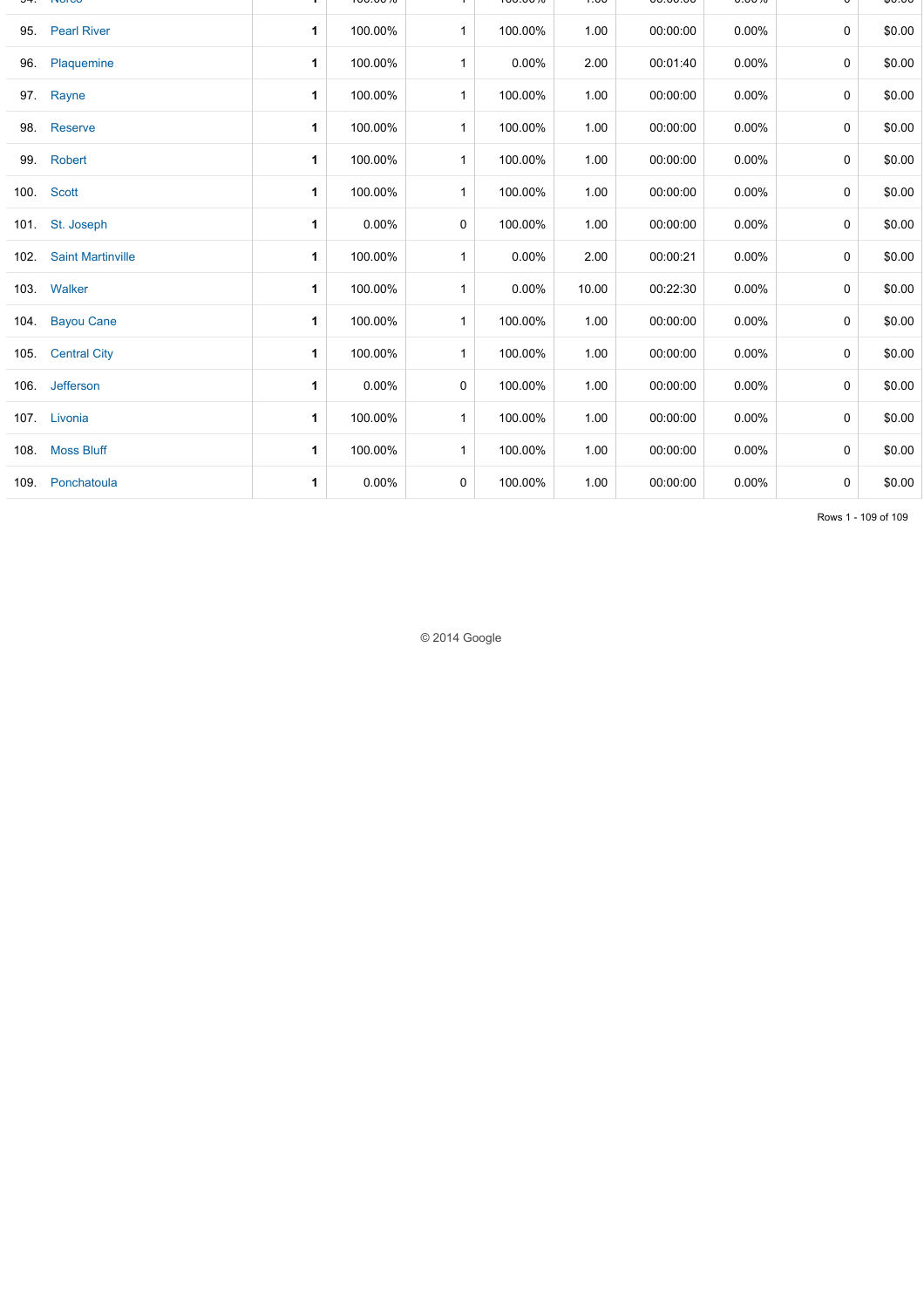| | | | | | | | | | | |
|---|---|---|---|---|---|---|---|---|---|---|
| 95. | Pearl River | 1 | 100.00% | 1 | 100.00% | 1.00 | 00:00:00 | 0.00% | 0 | $0.00 |
| 96. | Plaquemine | 1 | 100.00% | 1 | 0.00% | 2.00 | 00:01:40 | 0.00% | 0 | $0.00 |
| 97. | Rayne | 1 | 100.00% | 1 | 100.00% | 1.00 | 00:00:00 | 0.00% | 0 | $0.00 |
| 98. | Reserve | 1 | 100.00% | 1 | 100.00% | 1.00 | 00:00:00 | 0.00% | 0 | $0.00 |
| 99. | Robert | 1 | 100.00% | 1 | 100.00% | 1.00 | 00:00:00 | 0.00% | 0 | $0.00 |
| 100. | Scott | 1 | 100.00% | 1 | 100.00% | 1.00 | 00:00:00 | 0.00% | 0 | $0.00 |
| 101. | St. Joseph | 1 | 0.00% | 0 | 100.00% | 1.00 | 00:00:00 | 0.00% | 0 | $0.00 |
| 102. | Saint Martinville | 1 | 100.00% | 1 | 0.00% | 2.00 | 00:00:21 | 0.00% | 0 | $0.00 |
| 103. | Walker | 1 | 100.00% | 1 | 0.00% | 10.00 | 00:22:30 | 0.00% | 0 | $0.00 |
| 104. | Bayou Cane | 1 | 100.00% | 1 | 100.00% | 1.00 | 00:00:00 | 0.00% | 0 | $0.00 |
| 105. | Central City | 1 | 100.00% | 1 | 100.00% | 1.00 | 00:00:00 | 0.00% | 0 | $0.00 |
| 106. | Jefferson | 1 | 0.00% | 0 | 100.00% | 1.00 | 00:00:00 | 0.00% | 0 | $0.00 |
| 107. | Livonia | 1 | 100.00% | 1 | 100.00% | 1.00 | 00:00:00 | 0.00% | 0 | $0.00 |
| 108. | Moss Bluff | 1 | 100.00% | 1 | 100.00% | 1.00 | 00:00:00 | 0.00% | 0 | $0.00 |
| 109. | Ponchatoula | 1 | 0.00% | 0 | 100.00% | 1.00 | 00:00:00 | 0.00% | 0 | $0.00 |

Rows 1 - 109 of 109

© 2014 Google